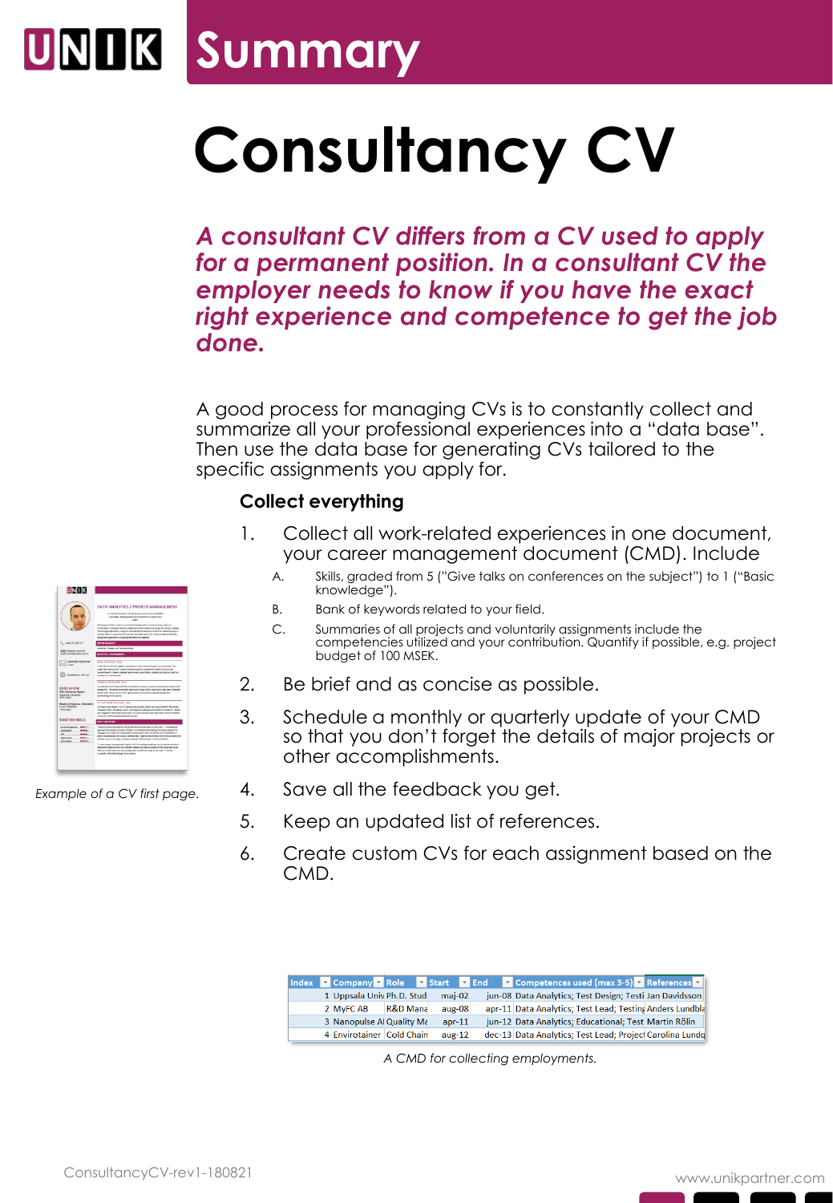# Summary

# Consultancy CV

***A consultant CV differs from a CV used to apply for a permanent position. In a consultant CV the employer needs to know if you have the exact right experience and competence to get the job done.***

A good process for managing CVs is to constantly collect and summarize all your professional experiences into a "data base". Then use the data base for generating CVs tailored to the specific assignments you apply for.

### Collect everything

1. Collect all work-related experiences in one document, your career management document (CMD). Include
   - A. Skills, graded from 5 ("Give talks on conferences on the subject") to 1 ("Basic knowledge").
   - B. Bank of keywords related to your field.
   - C. Summaries of all projects and voluntarily assignments include the competencies utilized and your contribution. Quantify if possible, e.g. project budget of 100 MSEK.
2. Be brief and as concise as possible.
3. Schedule a monthly or quarterly update of your CMD so that you don't forget the details of major projects or other accomplishments.
4. Save all the feedback you get.
5. Keep an updated list of references.
6. Create custom CVs for each assignment based on the CMD.

*Example of a CV first page.*

| Index | Company | Role | Start | End | Competences used (max 3-5) | References |
|---|---|---|---|---|---|---|
| 1 | Uppsala Univ | Ph.D. Stud | maj-02 | jun-08 | Data Analytics; Test Design; Testi | Jan Davidsson |
| 2 | MyFC AB | R&D Mana | aug-08 | apr-11 | Data Analytics; Test Lead; Testing | Anders Lundbla |
| 3 | Nanopulse Al | Quality Ma | apr-11 | jun-12 | Data Analytics; Educational; Test | Martin Rölin |
| 4 | Envirotainer | Cold Chain | aug-12 | dec-13 | Data Analytics; Test Lead; Project | Carolina Lundq |

*A CMD for collecting employments.*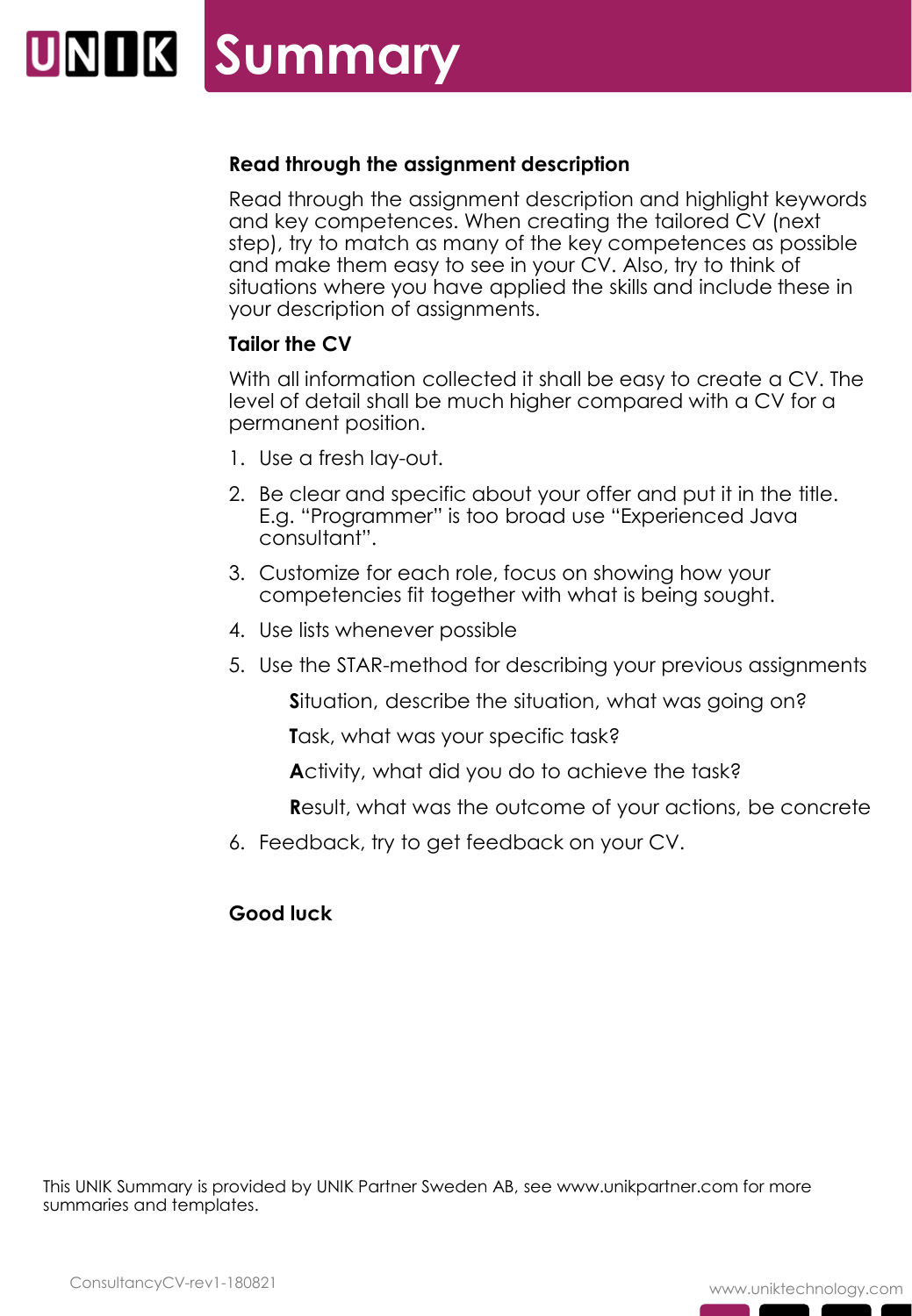# Summary

**Read through the assignment description**

Read through the assignment description and highlight keywords and key competences. When creating the tailored CV (next step), try to match as many of the key competences as possible and make them easy to see in your CV. Also, try to think of situations where you have applied the skills and include these in your description of assignments.

**Tailor the CV**

With all information collected it shall be easy to create a CV. The level of detail shall be much higher compared with a CV for a permanent position.

1. Use a fresh lay-out.
2. Be clear and specific about your offer and put it in the title. E.g. "Programmer" is too broad use "Experienced Java consultant".
3. Customize for each role, focus on showing how your competencies fit together with what is being sought.
4. Use lists whenever possible
5. Use the STAR-method for describing your previous assignments

   **S**ituation, describe the situation, what was going on?

   **T**ask, what was your specific task?

   **A**ctivity, what did you do to achieve the task?

   **R**esult, what was the outcome of your actions, be concrete
6. Feedback, try to get feedback on your CV.

**Good luck**

This UNIK Summary is provided by UNIK Partner Sweden AB, see www.unikpartner.com for more summaries and templates.

ConsultancyCV-rev1-180821

www.uniktechnology.com